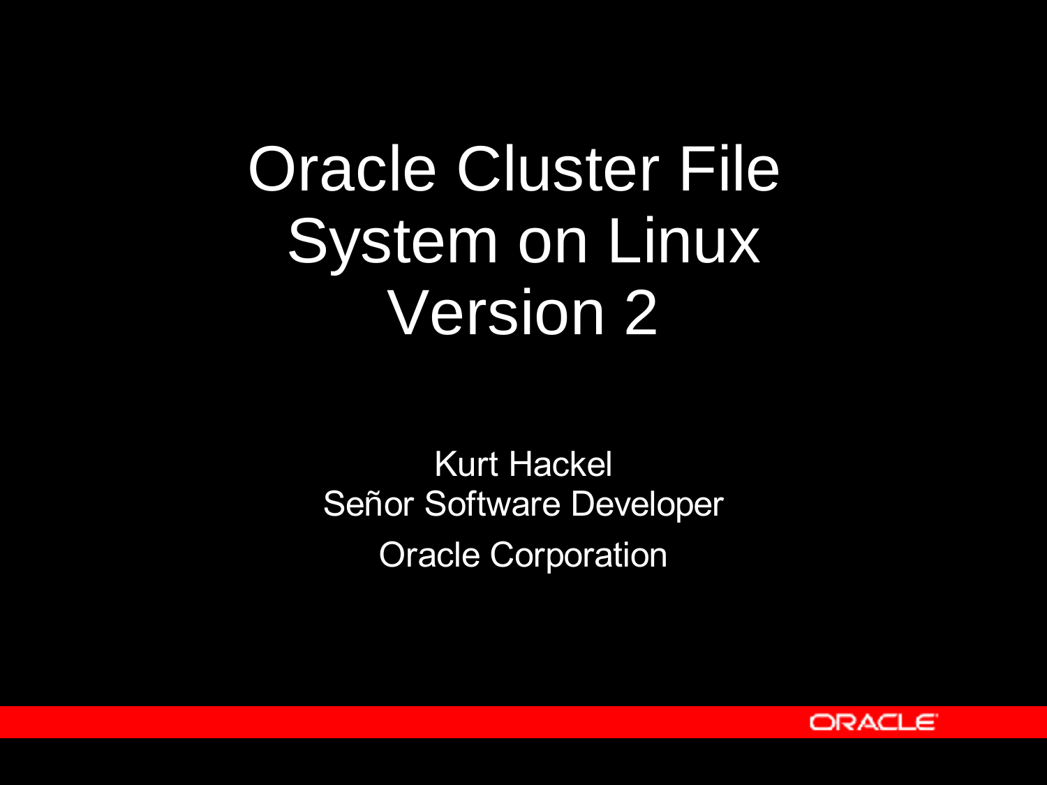# Oracle Cluster File System on Linux Version 2

Kurt Hackel
Señor Software Developer
Oracle Corporation

ORACLE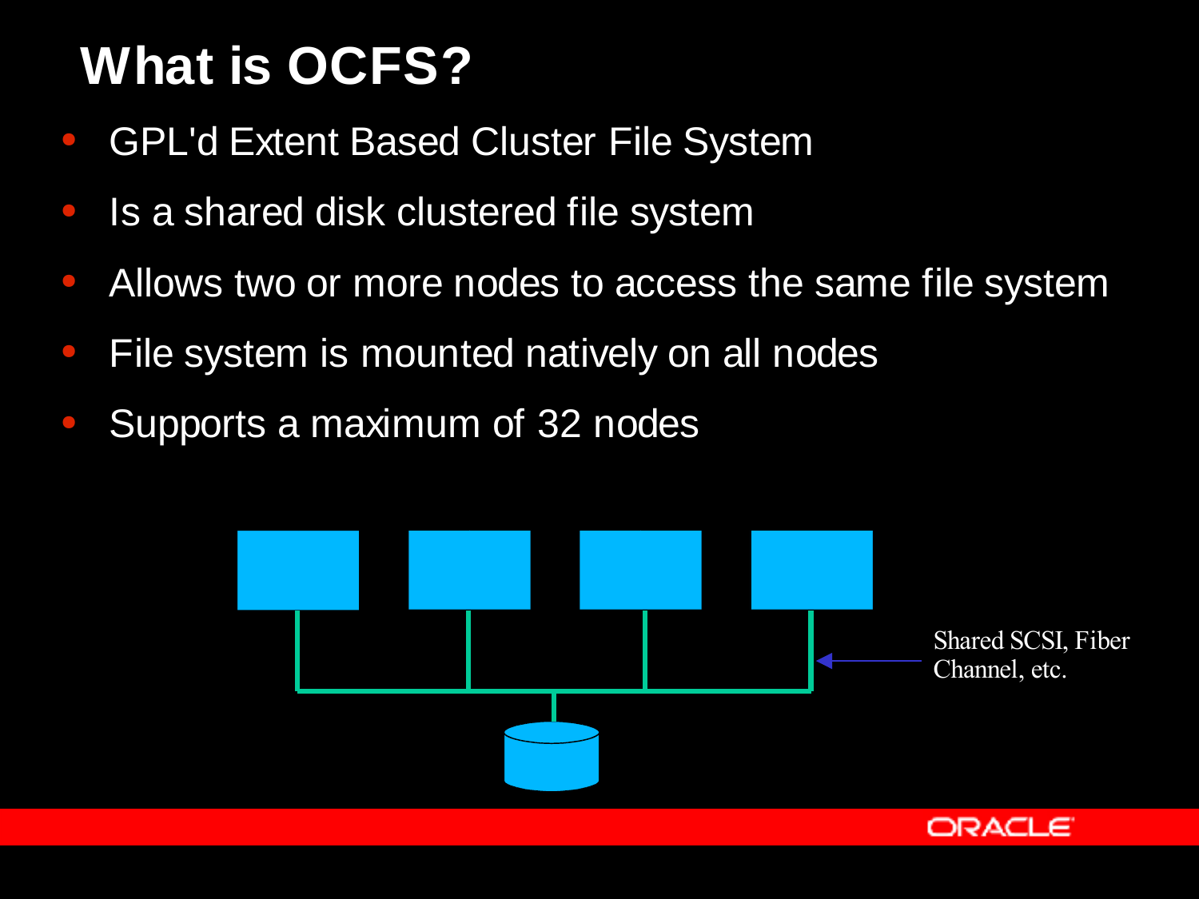# What is OCFS?

- GPL'd Extent Based Cluster File System
- Is a shared disk clustered file system
- Allows two or more nodes to access the same file system
- File system is mounted natively on all nodes
- Supports a maximum of 32 nodes

Shared SCSI, Fiber Channel, etc.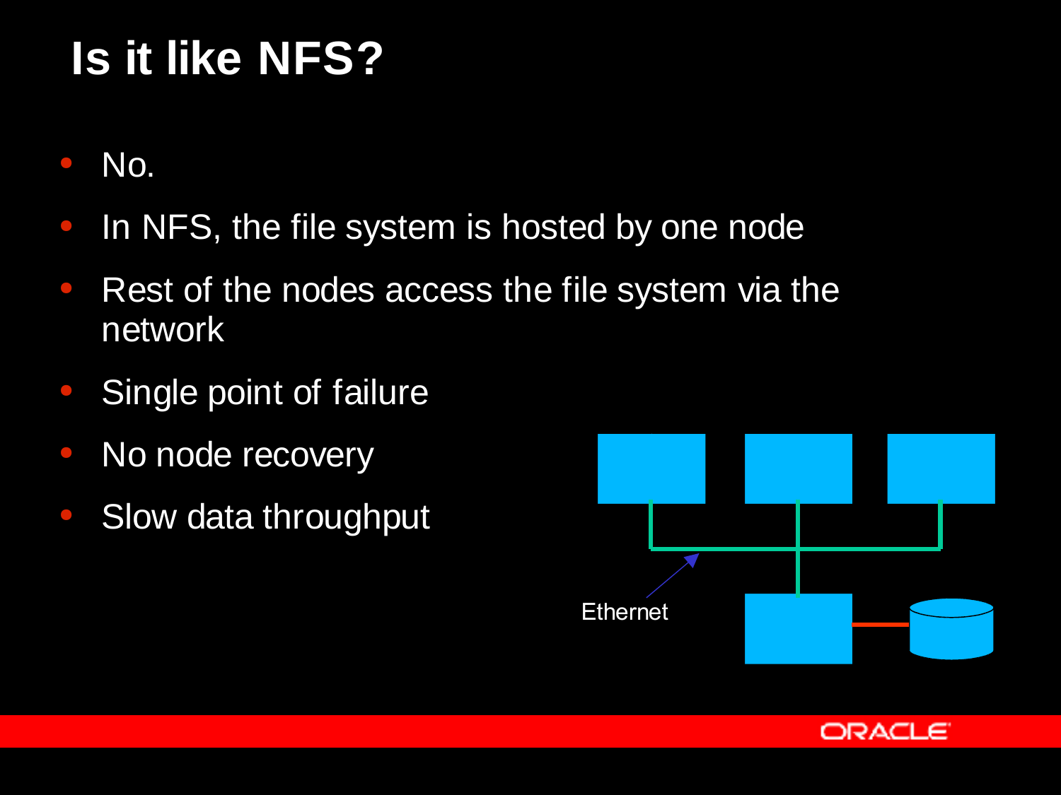# Is it like NFS?

- No.
- In NFS, the file system is hosted by one node
- Rest of the nodes access the file system via the network
- Single point of failure
- No node recovery
- Slow data throughput

Ethernet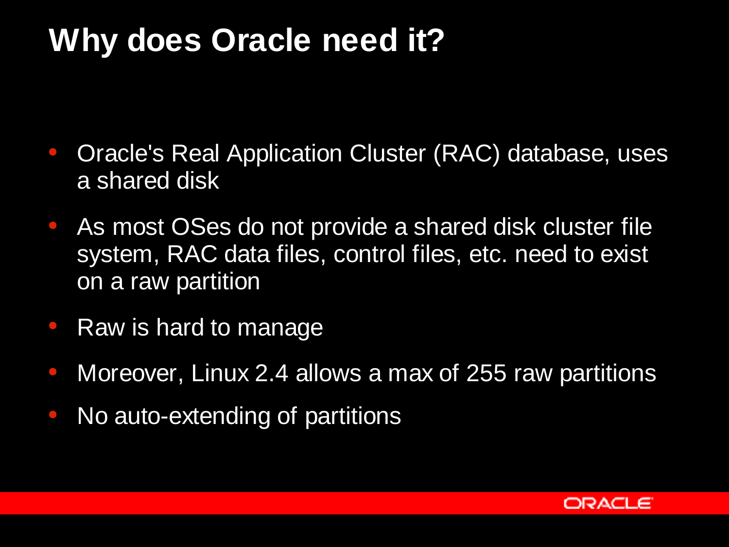# Why does Oracle need it?

- Oracle's Real Application Cluster (RAC) database, uses a shared disk
- As most OSes do not provide a shared disk cluster file system, RAC data files, control files, etc. need to exist on a raw partition
- Raw is hard to manage
- Moreover, Linux 2.4 allows a max of 255 raw partitions
- No auto-extending of partitions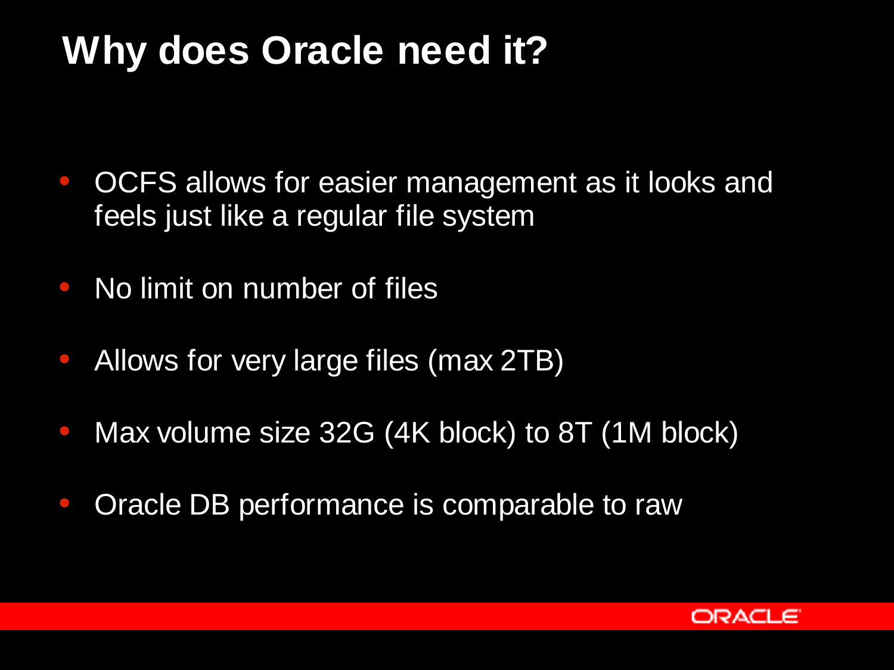# Why does Oracle need it?

- OCFS allows for easier management as it looks and feels just like a regular file system
- No limit on number of files
- Allows for very large files (max 2TB)
- Max volume size 32G (4K block) to 8T (1M block)
- Oracle DB performance is comparable to raw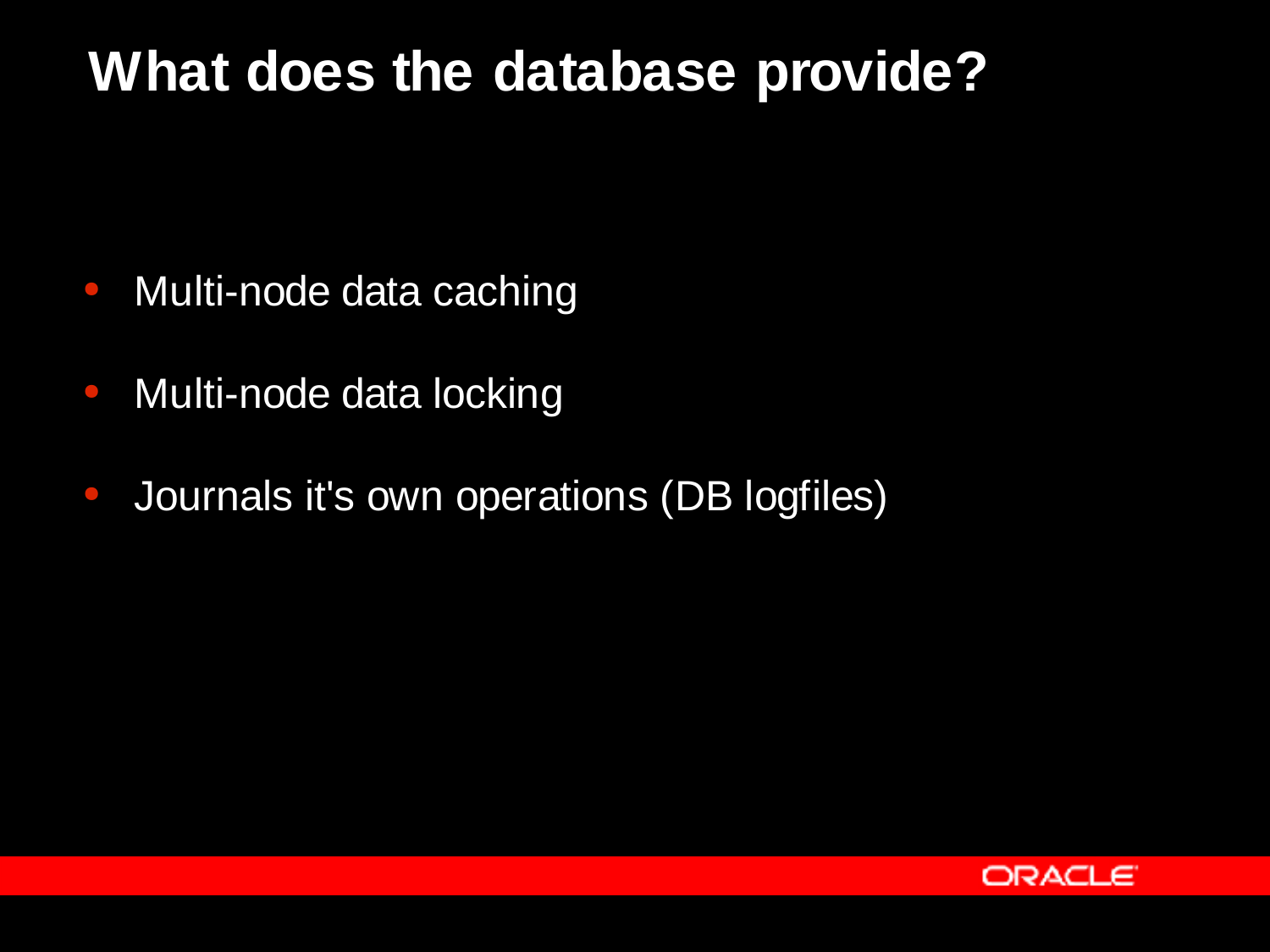# What does the database provide?

- Multi-node data caching
- Multi-node data locking
- Journals it's own operations (DB logfiles)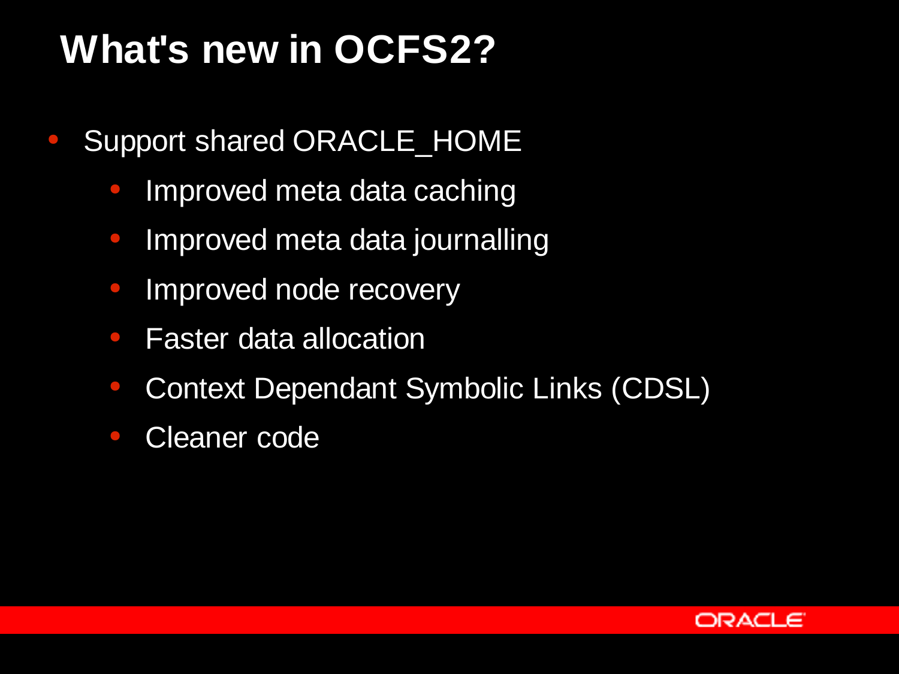# What's new in OCFS2?

- Support shared ORACLE_HOME
  - Improved meta data caching
  - Improved meta data journalling
  - Improved node recovery
  - Faster data allocation
  - Context Dependant Symbolic Links (CDSL)
  - Cleaner code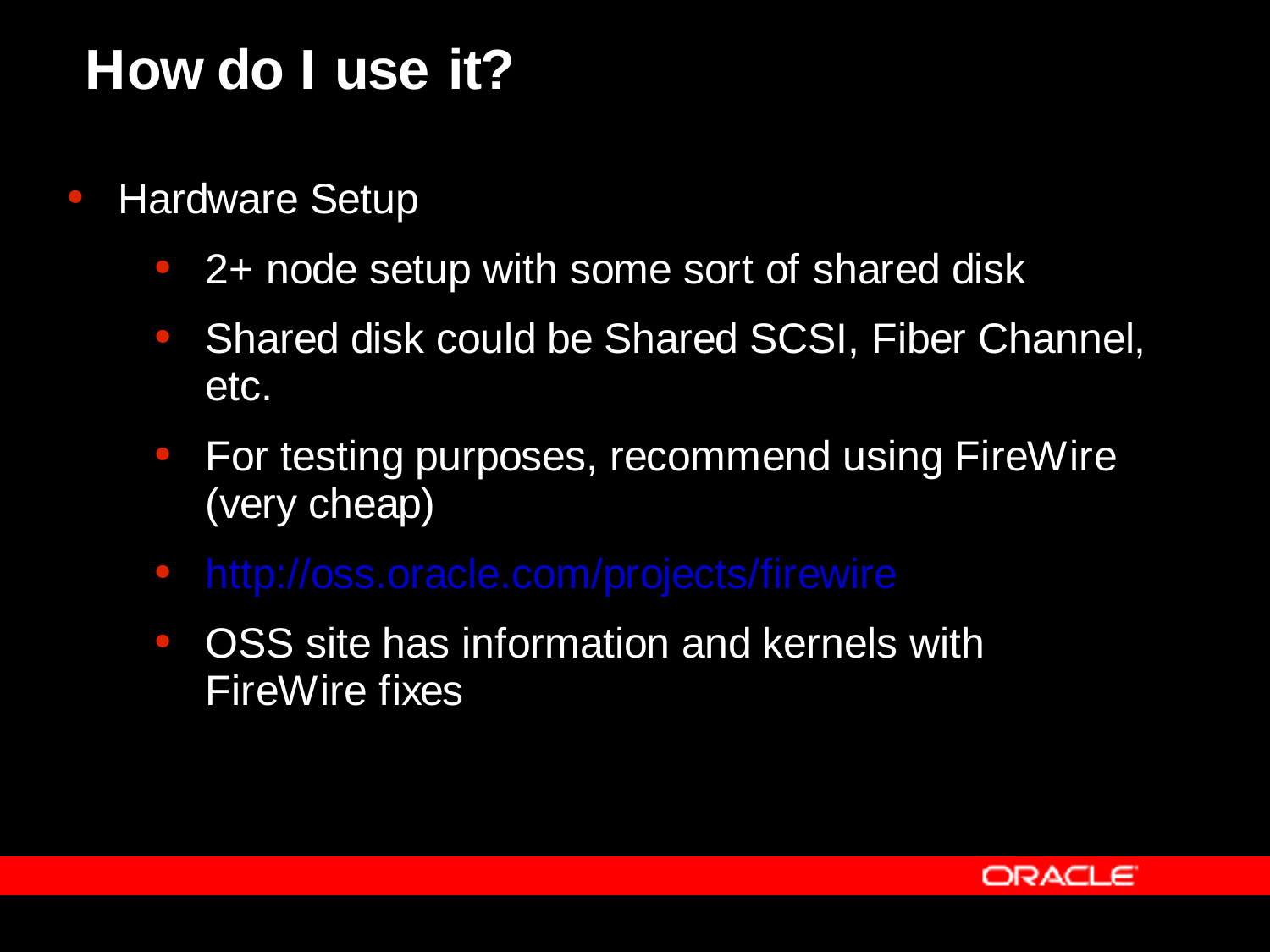# How do I use it?

- Hardware Setup
  - 2+ node setup with some sort of shared disk
  - Shared disk could be Shared SCSI, Fiber Channel, etc.
  - For testing purposes, recommend using FireWire (very cheap)
  - http://oss.oracle.com/projects/firewire
  - OSS site has information and kernels with FireWire fixes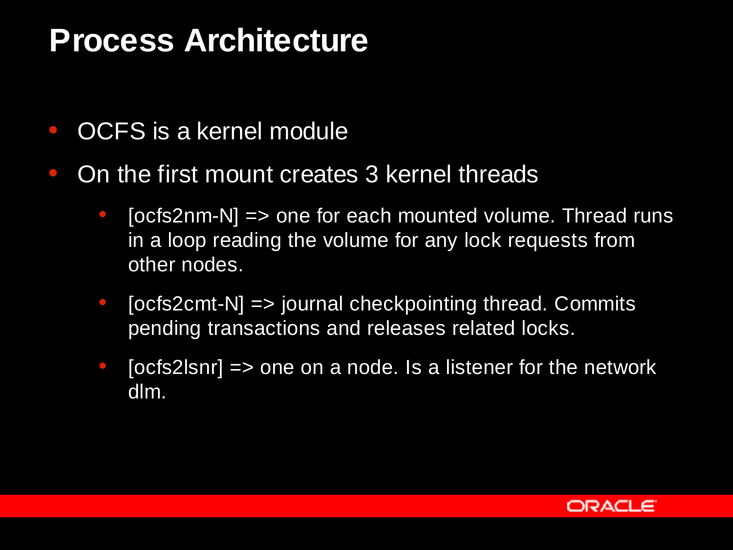# Process Architecture

- OCFS is a kernel module
- On the first mount creates 3 kernel threads
  - [ocfs2nm-N] => one for each mounted volume. Thread runs in a loop reading the volume for any lock requests from other nodes.
  - [ocfs2cmt-N] => journal checkpointing thread. Commits pending transactions and releases related locks.
  - [ocfs2lsnr] => one on a node. Is a listener for the network dlm.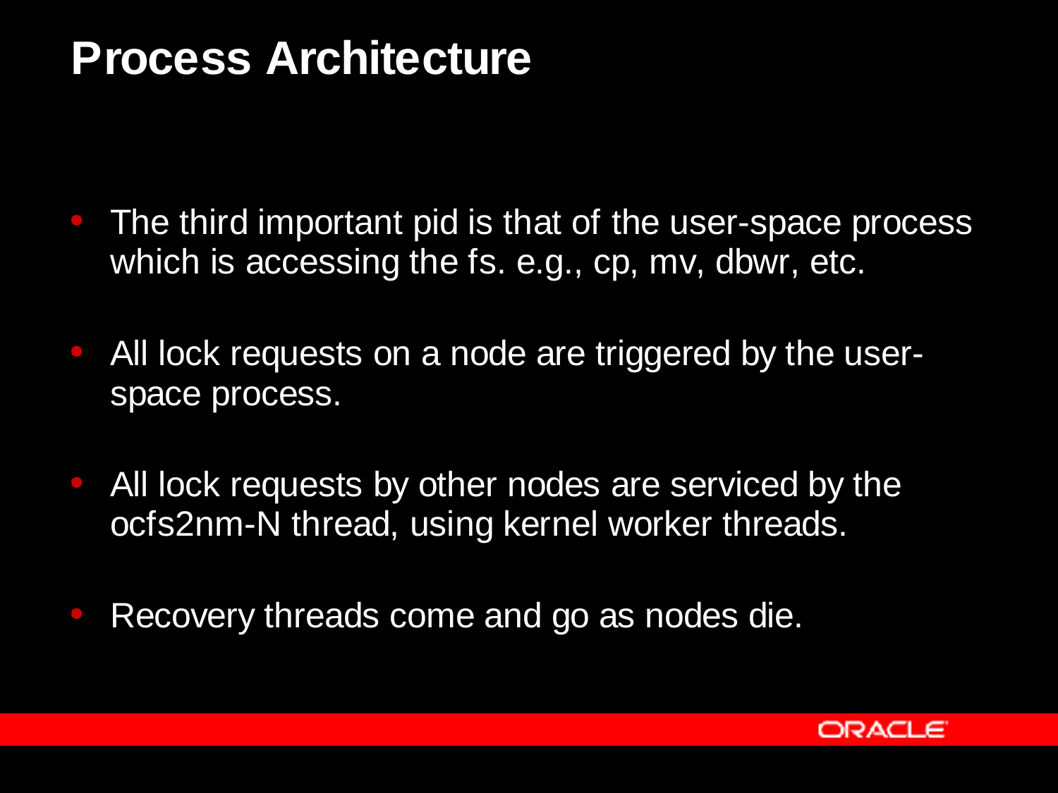# Process Architecture

- The third important pid is that of the user-space process which is accessing the fs. e.g., cp, mv, dbwr, etc.
- All lock requests on a node are triggered by the user-space process.
- All lock requests by other nodes are serviced by the ocfs2nm-N thread, using kernel worker threads.
- Recovery threads come and go as nodes die.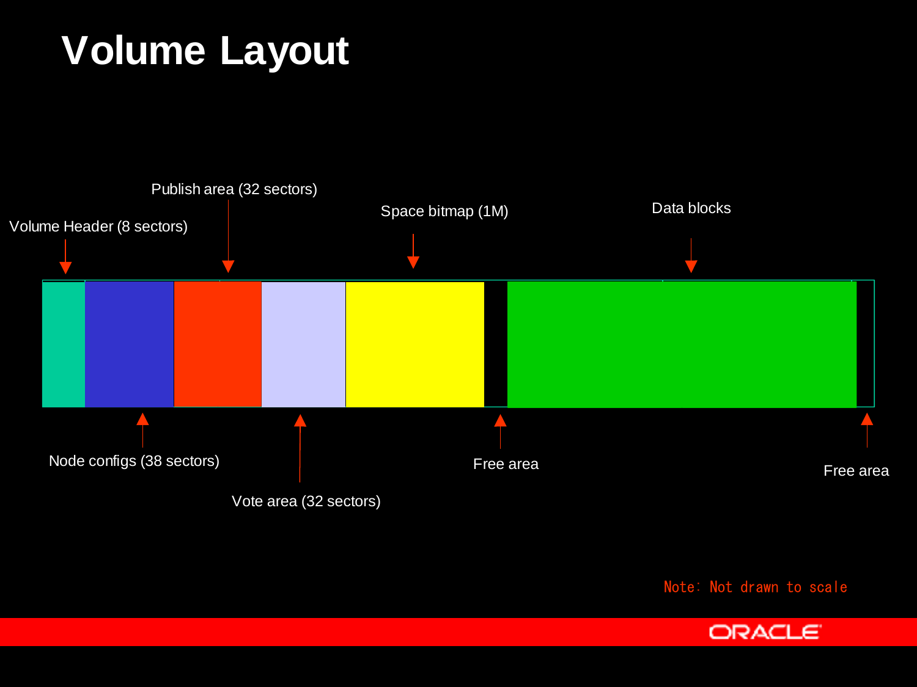# Volume Layout

Volume Header (8 sectors)

Node configs (38 sectors)

Publish area (32 sectors)

Vote area (32 sectors)

Space bitmap (1M)

Free area

Data blocks

Free area

Note: Not drawn to scale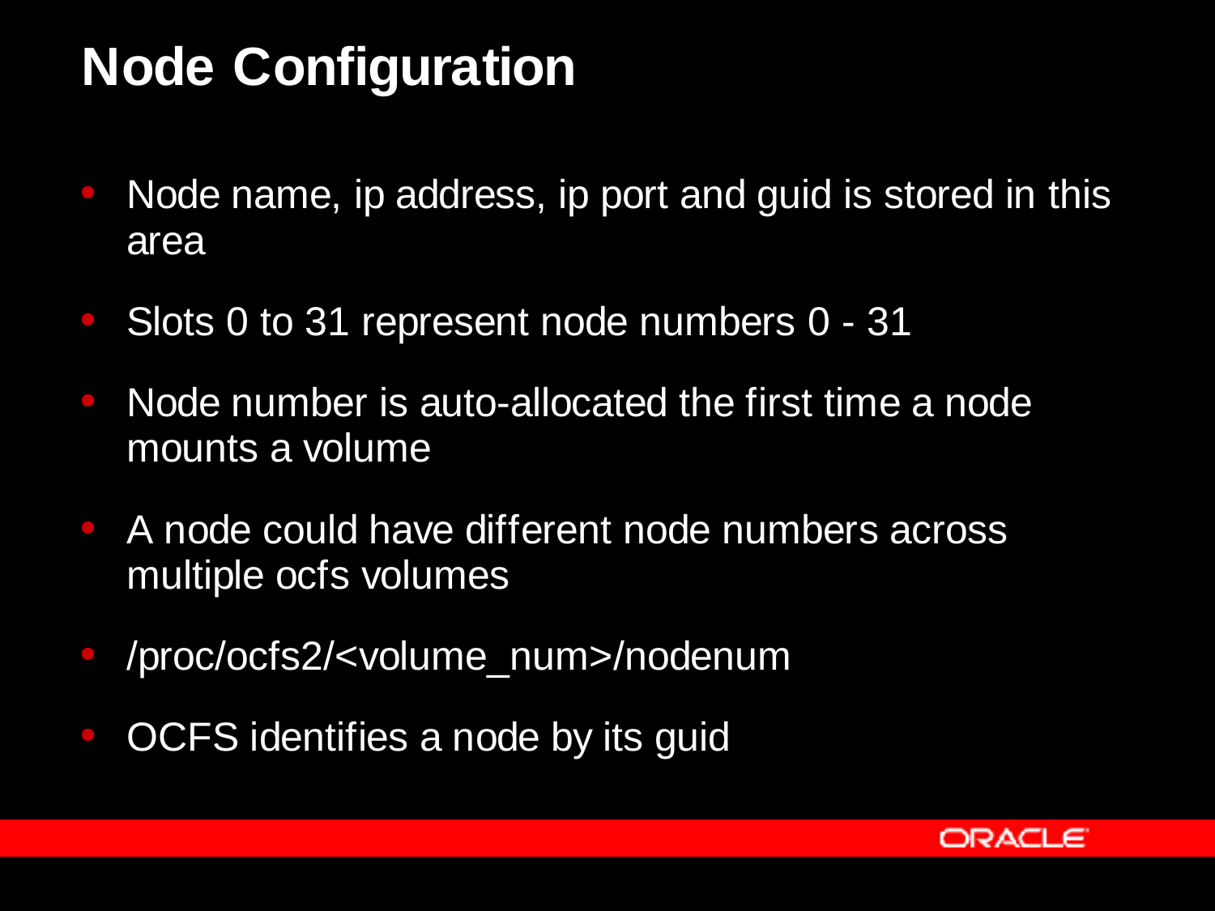# Node Configuration

- Node name, ip address, ip port and guid is stored in this area
- Slots 0 to 31 represent node numbers 0 - 31
- Node number is auto-allocated the first time a node mounts a volume
- A node could have different node numbers across multiple ocfs volumes
- /proc/ocfs2/<volume_num>/nodenum
- OCFS identifies a node by its guid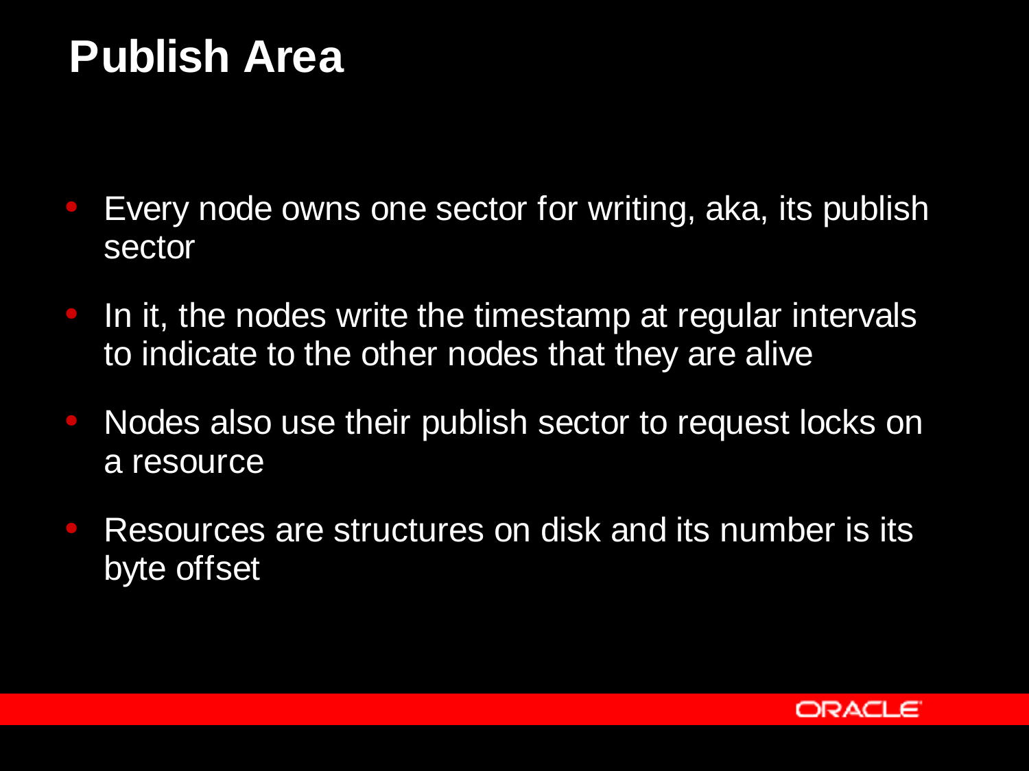# Publish Area

- Every node owns one sector for writing, aka, its publish sector
- In it, the nodes write the timestamp at regular intervals to indicate to the other nodes that they are alive
- Nodes also use their publish sector to request locks on a resource
- Resources are structures on disk and its number is its byte offset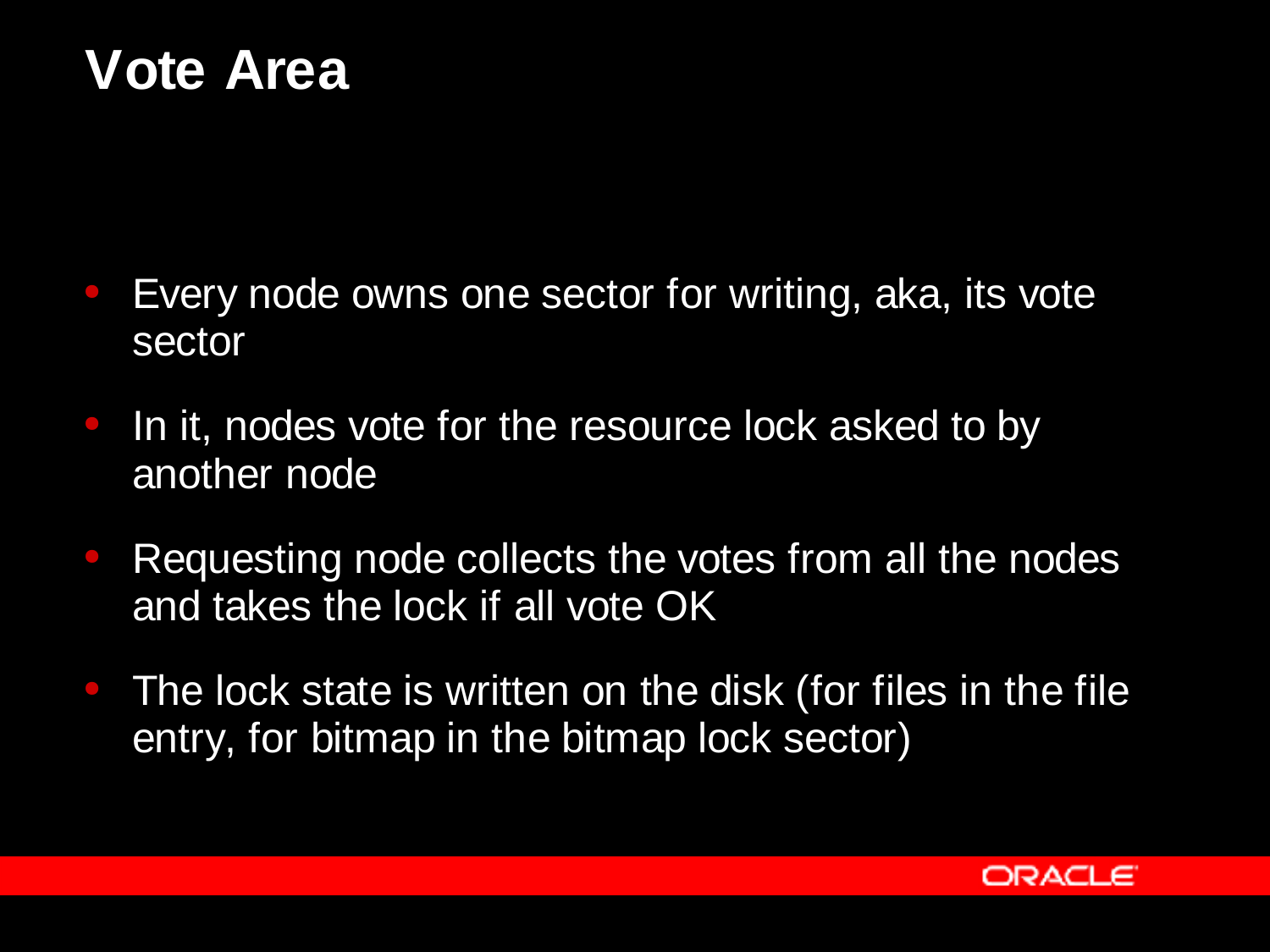# Vote Area

- Every node owns one sector for writing, aka, its vote sector
- In it, nodes vote for the resource lock asked to by another node
- Requesting node collects the votes from all the nodes and takes the lock if all vote OK
- The lock state is written on the disk (for files in the file entry, for bitmap in the bitmap lock sector)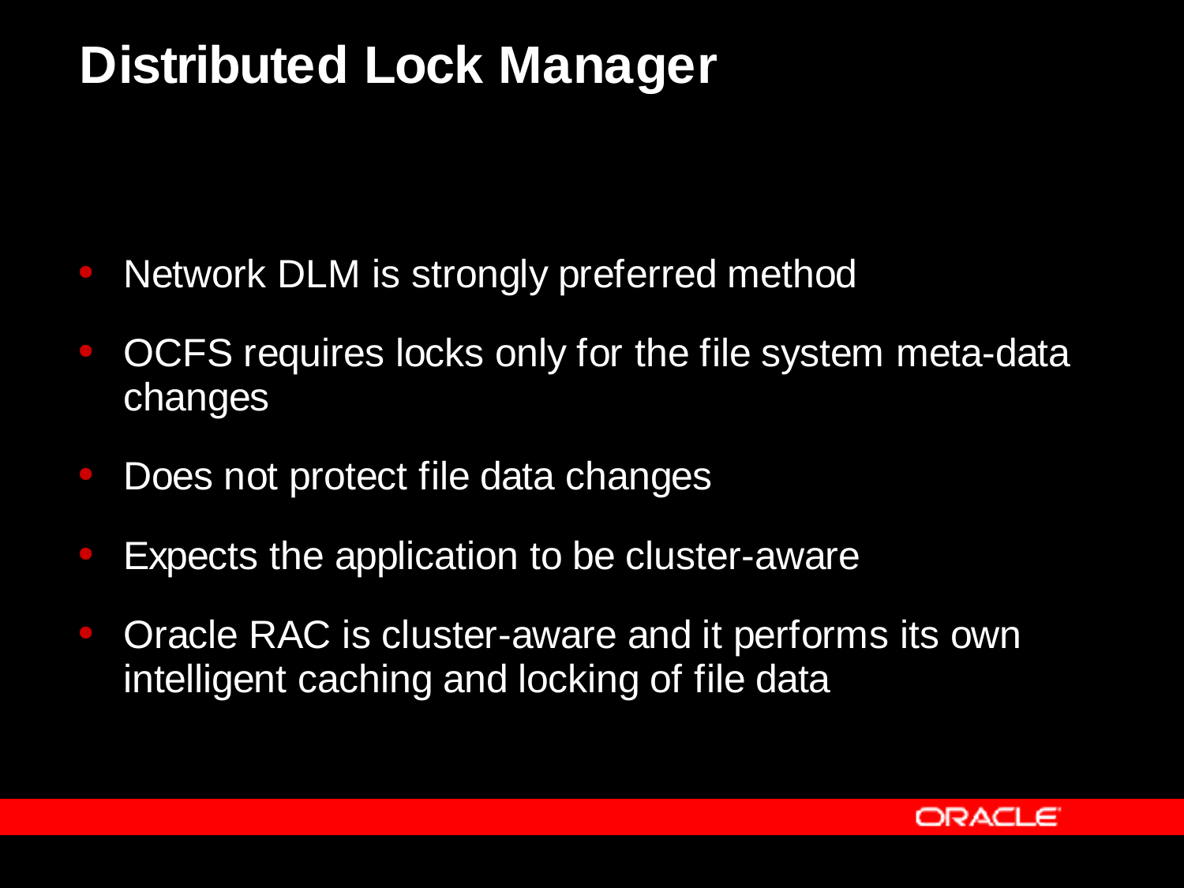# Distributed Lock Manager

- Network DLM is strongly preferred method
- OCFS requires locks only for the file system meta-data changes
- Does not protect file data changes
- Expects the application to be cluster-aware
- Oracle RAC is cluster-aware and it performs its own intelligent caching and locking of file data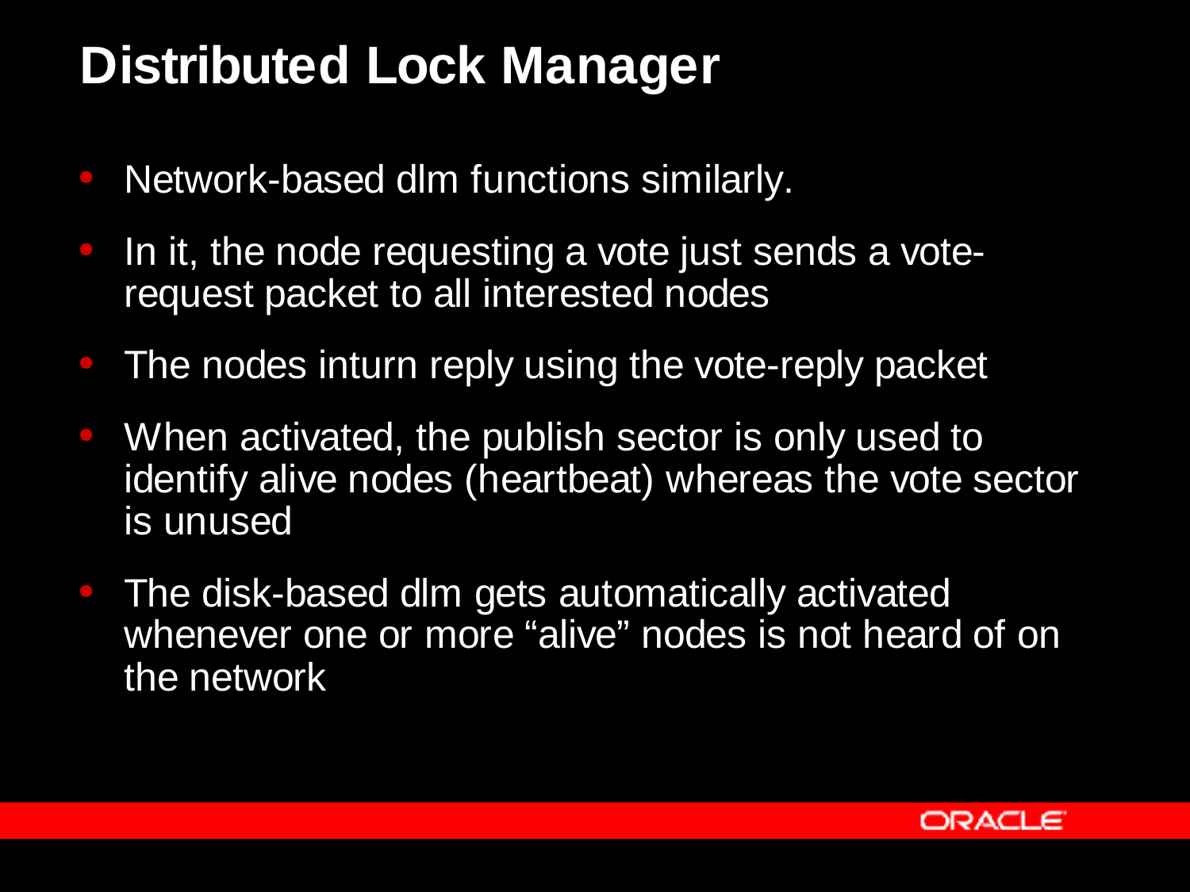# Distributed Lock Manager

- Network-based dlm functions similarly.
- In it, the node requesting a vote just sends a vote-request packet to all interested nodes
- The nodes inturn reply using the vote-reply packet
- When activated, the publish sector is only used to identify alive nodes (heartbeat) whereas the vote sector is unused
- The disk-based dlm gets automatically activated whenever one or more "alive" nodes is not heard of on the network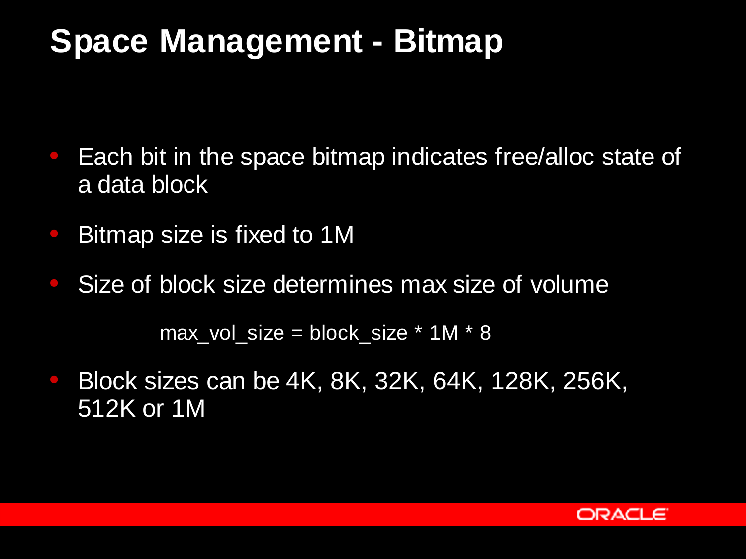# Space Management - Bitmap

- Each bit in the space bitmap indicates free/alloc state of a data block
- Bitmap size is fixed to 1M
- Size of block size determines max size of volume

  max_vol_size = block_size * 1M * 8

- Block sizes can be 4K, 8K, 32K, 64K, 128K, 256K, 512K or 1M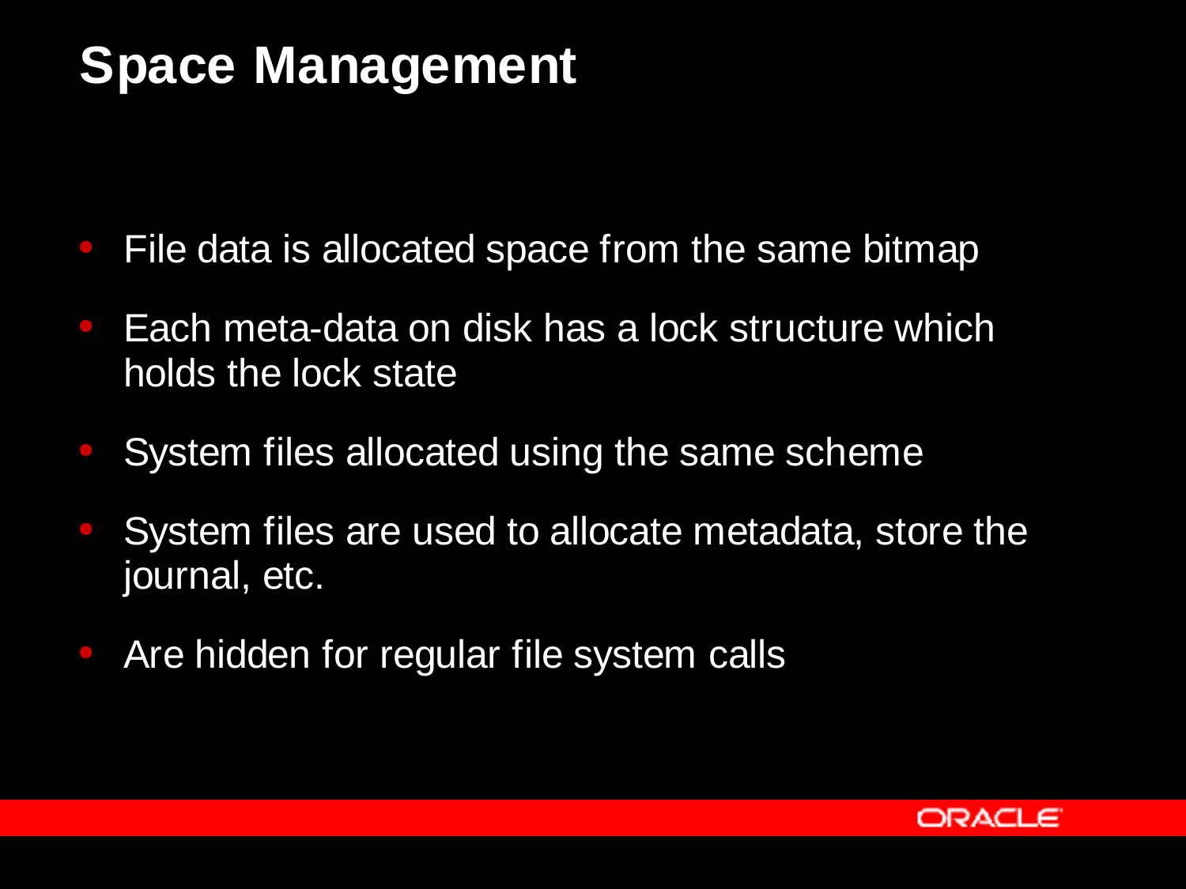# Space Management

- File data is allocated space from the same bitmap
- Each meta-data on disk has a lock structure which holds the lock state
- System files allocated using the same scheme
- System files are used to allocate metadata, store the journal, etc.
- Are hidden for regular file system calls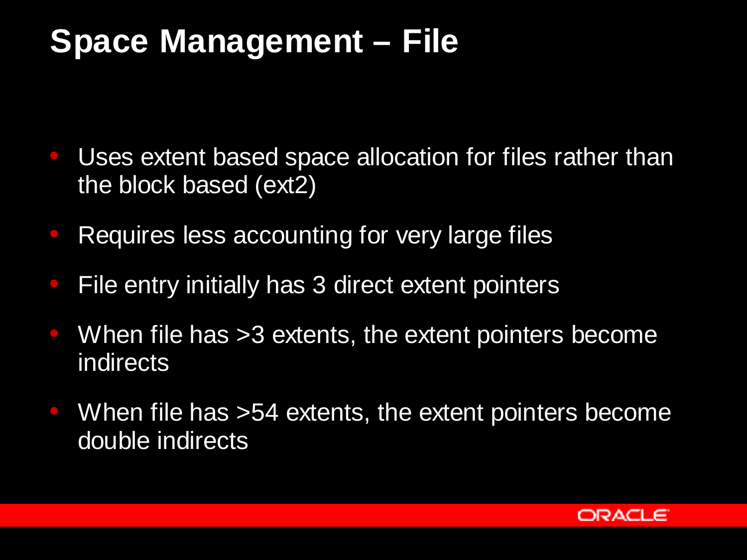# Space Management – File

- Uses extent based space allocation for files rather than the block based (ext2)
- Requires less accounting for very large files
- File entry initially has 3 direct extent pointers
- When file has >3 extents, the extent pointers become indirects
- When file has >54 extents, the extent pointers become double indirects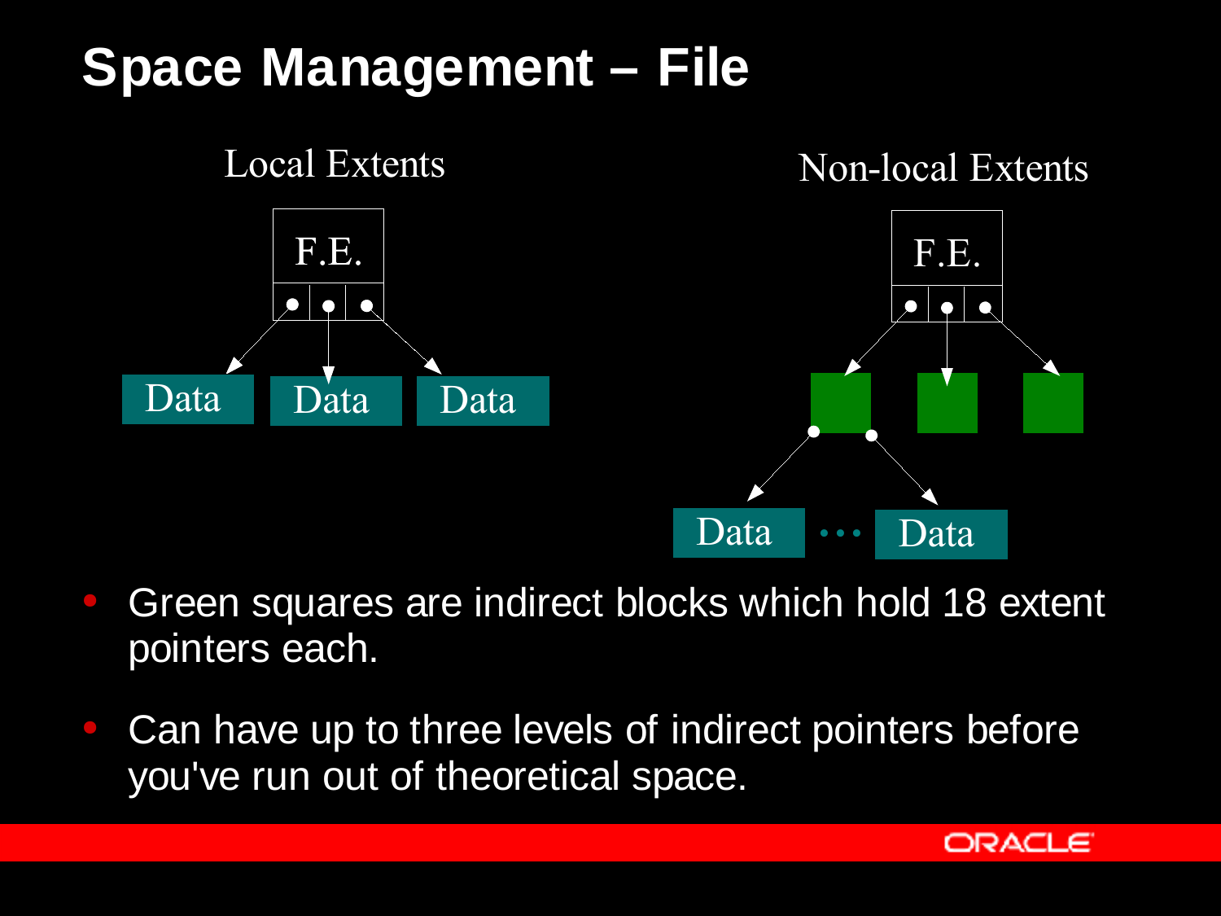# Space Management – File

Local Extents

F.E.

Data Data Data

Non-local Extents

F.E.

Data ••• Data

- Green squares are indirect blocks which hold 18 extent pointers each.
- Can have up to three levels of indirect pointers before you've run out of theoretical space.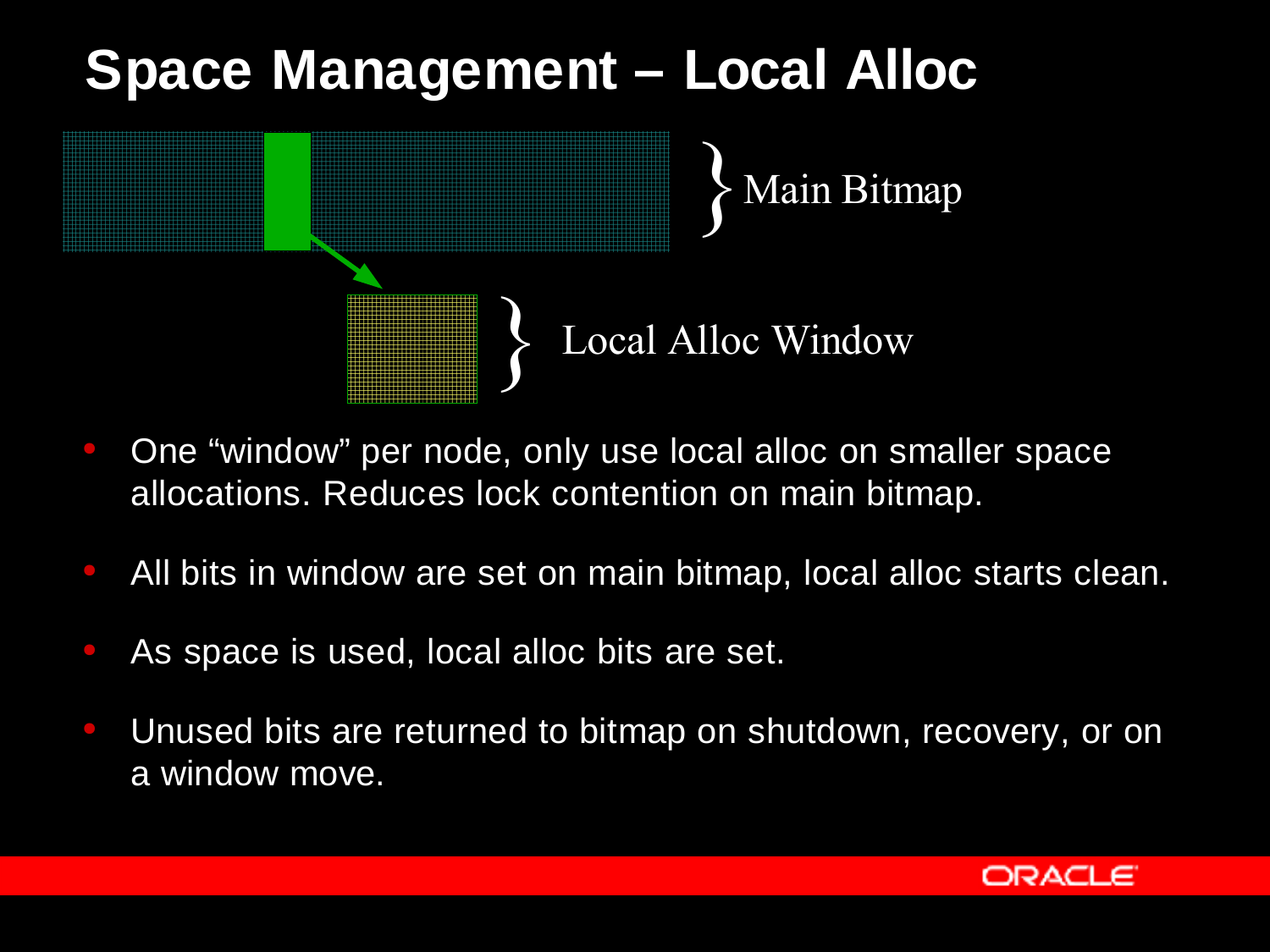# Space Management – Local Alloc

Main Bitmap

Local Alloc Window

- One “window” per node, only use local alloc on smaller space allocations. Reduces lock contention on main bitmap.
- All bits in window are set on main bitmap, local alloc starts clean.
- As space is used, local alloc bits are set.
- Unused bits are returned to bitmap on shutdown, recovery, or on a window move.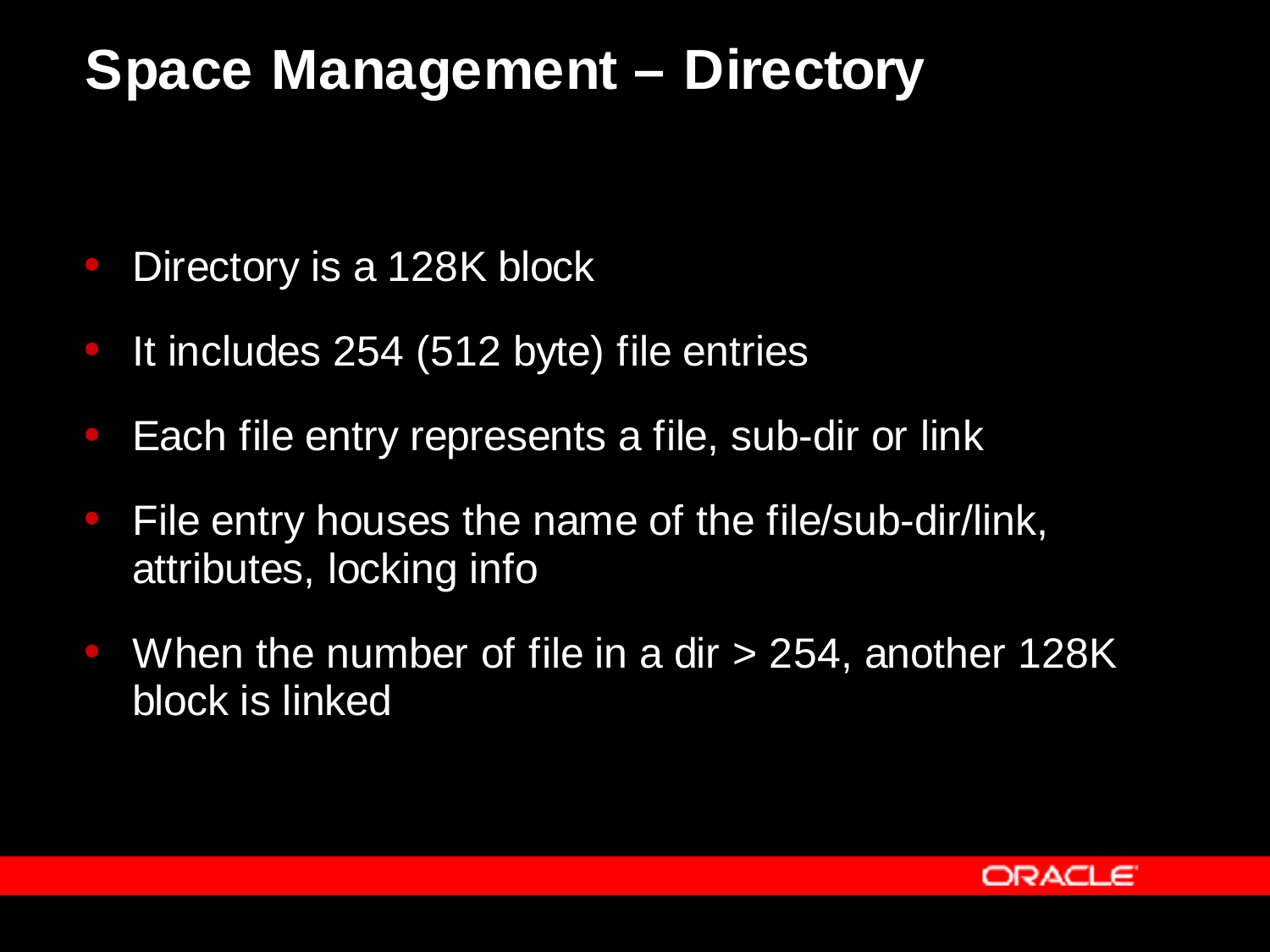# Space Management – Directory

- Directory is a 128K block
- It includes 254 (512 byte) file entries
- Each file entry represents a file, sub-dir or link
- File entry houses the name of the file/sub-dir/link, attributes, locking info
- When the number of file in a dir > 254, another 128K block is linked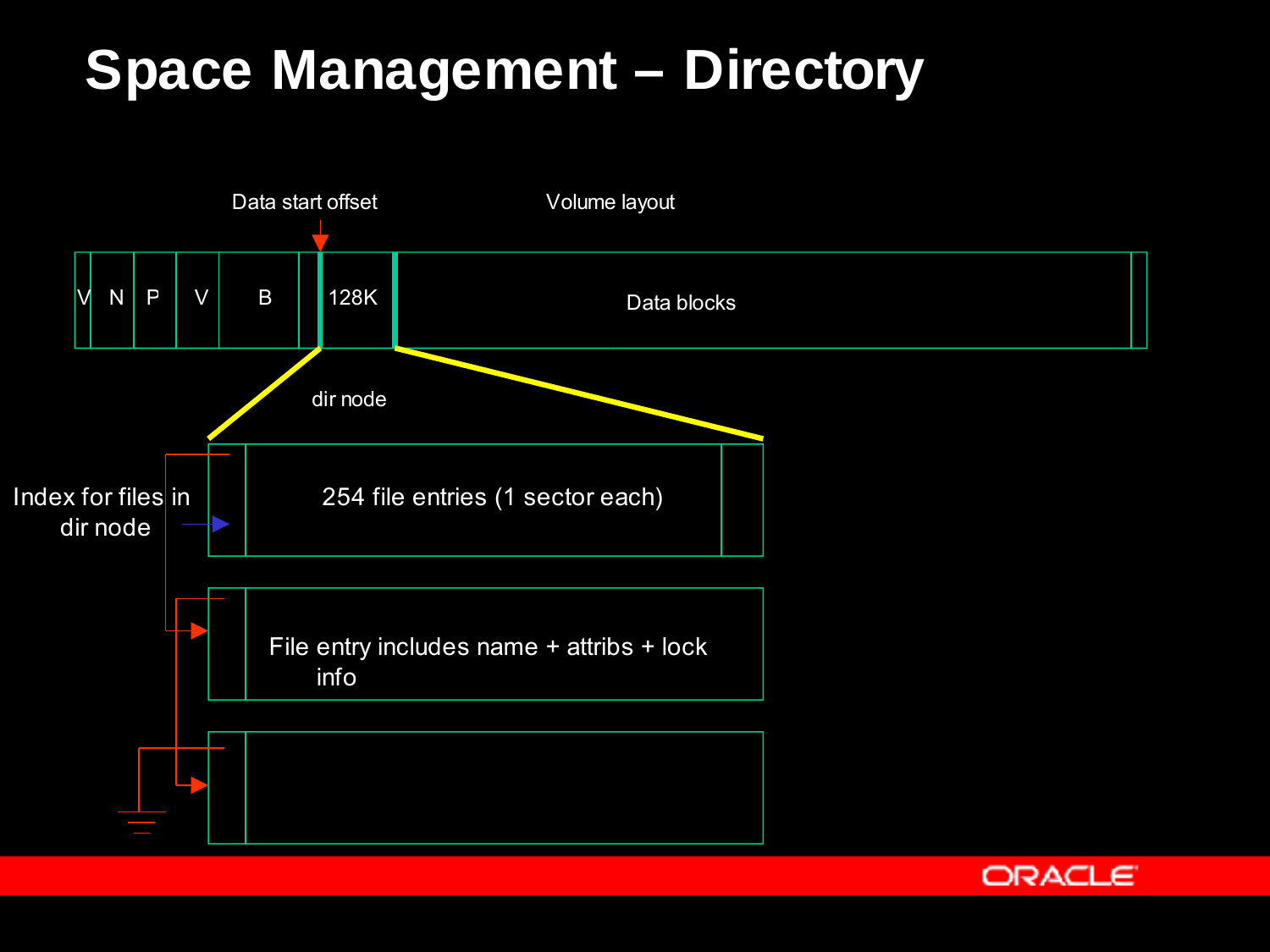# Space Management – Directory

Data start offset

Volume layout

V N P V B 128K Data blocks

dir node

Index for files in dir node

254 file entries (1 sector each)

File entry includes name + attribs + lock info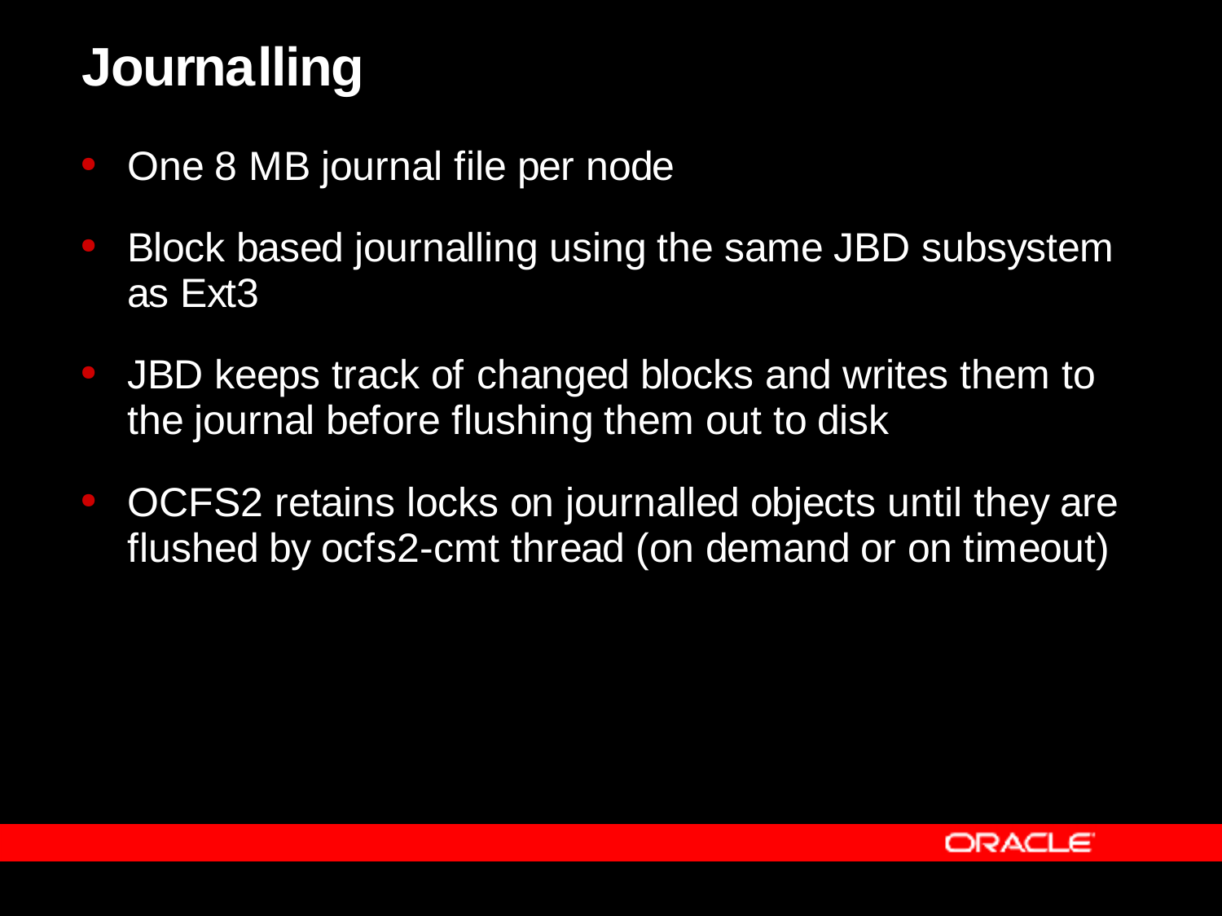# Journalling

- One 8 MB journal file per node
- Block based journalling using the same JBD subsystem as Ext3
- JBD keeps track of changed blocks and writes them to the journal before flushing them out to disk
- OCFS2 retains locks on journalled objects until they are flushed by ocfs2-cmt thread (on demand or on timeout)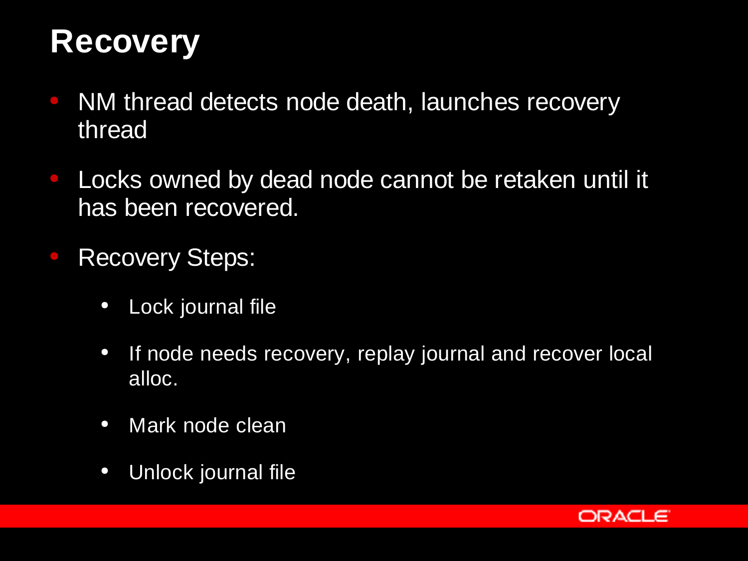# Recovery

- NM thread detects node death, launches recovery thread
- Locks owned by dead node cannot be retaken until it has been recovered.
- Recovery Steps:
  - Lock journal file
  - If node needs recovery, replay journal and recover local alloc.
  - Mark node clean
  - Unlock journal file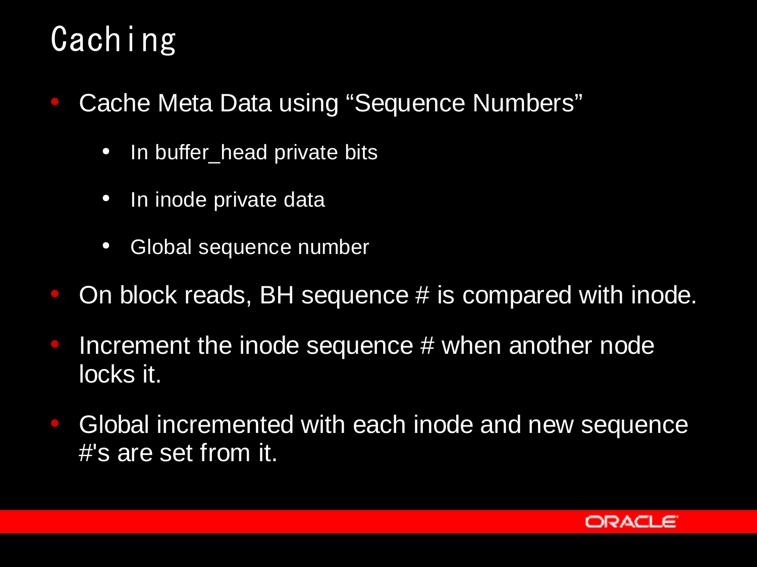# Caching

- Cache Meta Data using “Sequence Numbers”
  - In buffer_head private bits
  - In inode private data
  - Global sequence number
- On block reads, BH sequence # is compared with inode.
- Increment the inode sequence # when another node locks it.
- Global incremented with each inode and new sequence #'s are set from it.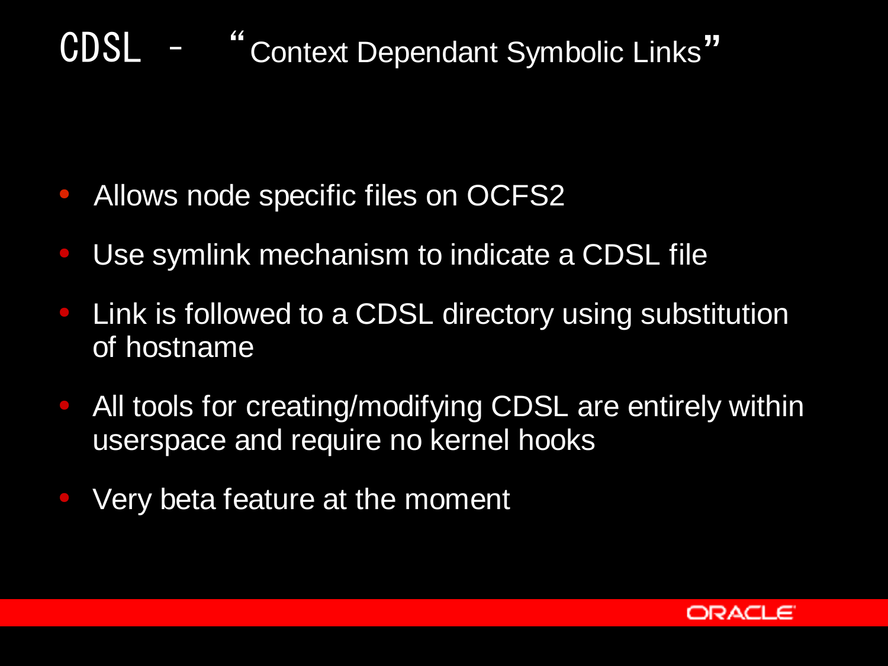# CDSL – "Context Dependant Symbolic Links"

- Allows node specific files on OCFS2
- Use symlink mechanism to indicate a CDSL file
- Link is followed to a CDSL directory using substitution of hostname
- All tools for creating/modifying CDSL are entirely within userspace and require no kernel hooks
- Very beta feature at the moment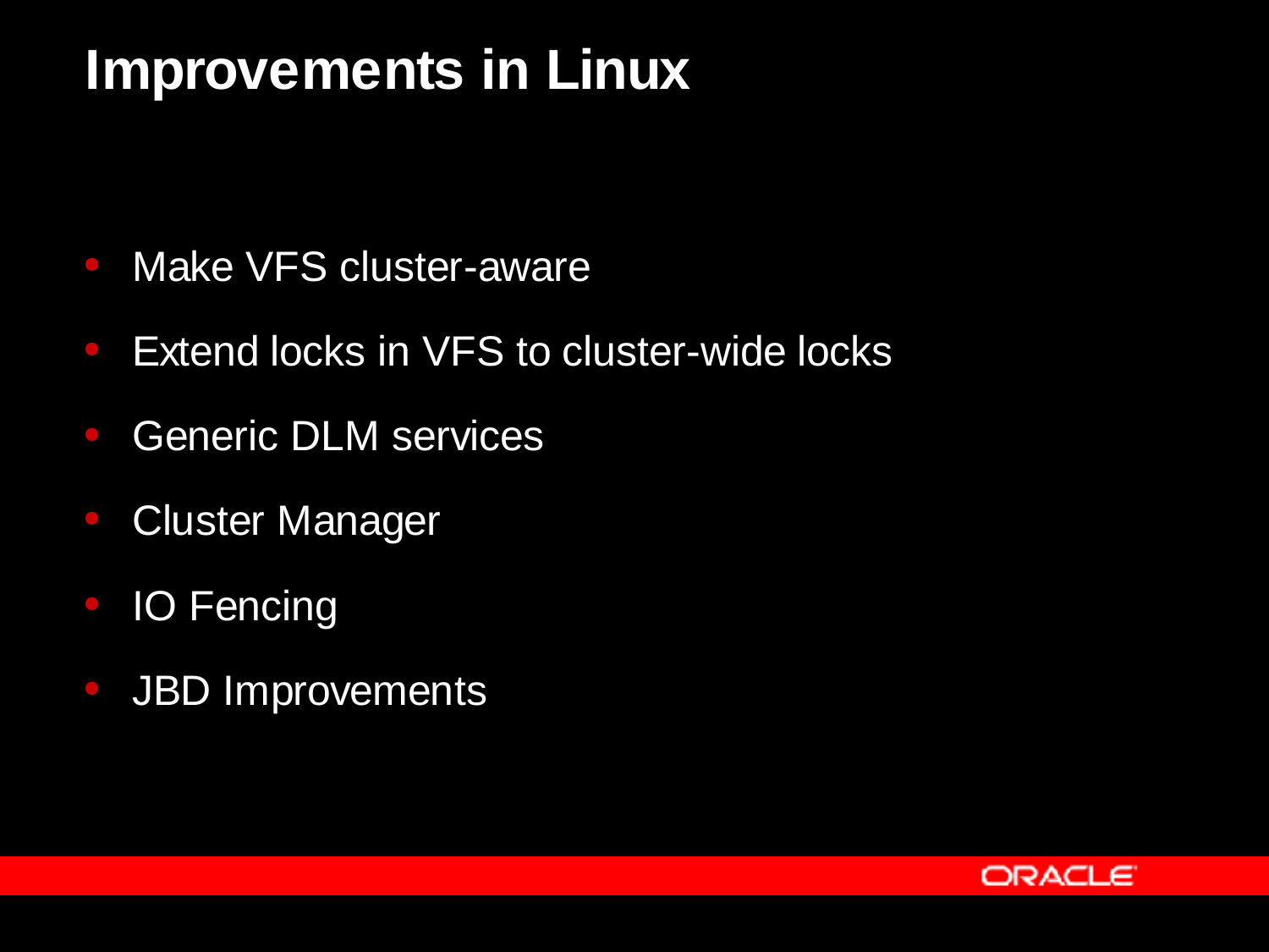# Improvements in Linux

- Make VFS cluster-aware
- Extend locks in VFS to cluster-wide locks
- Generic DLM services
- Cluster Manager
- IO Fencing
- JBD Improvements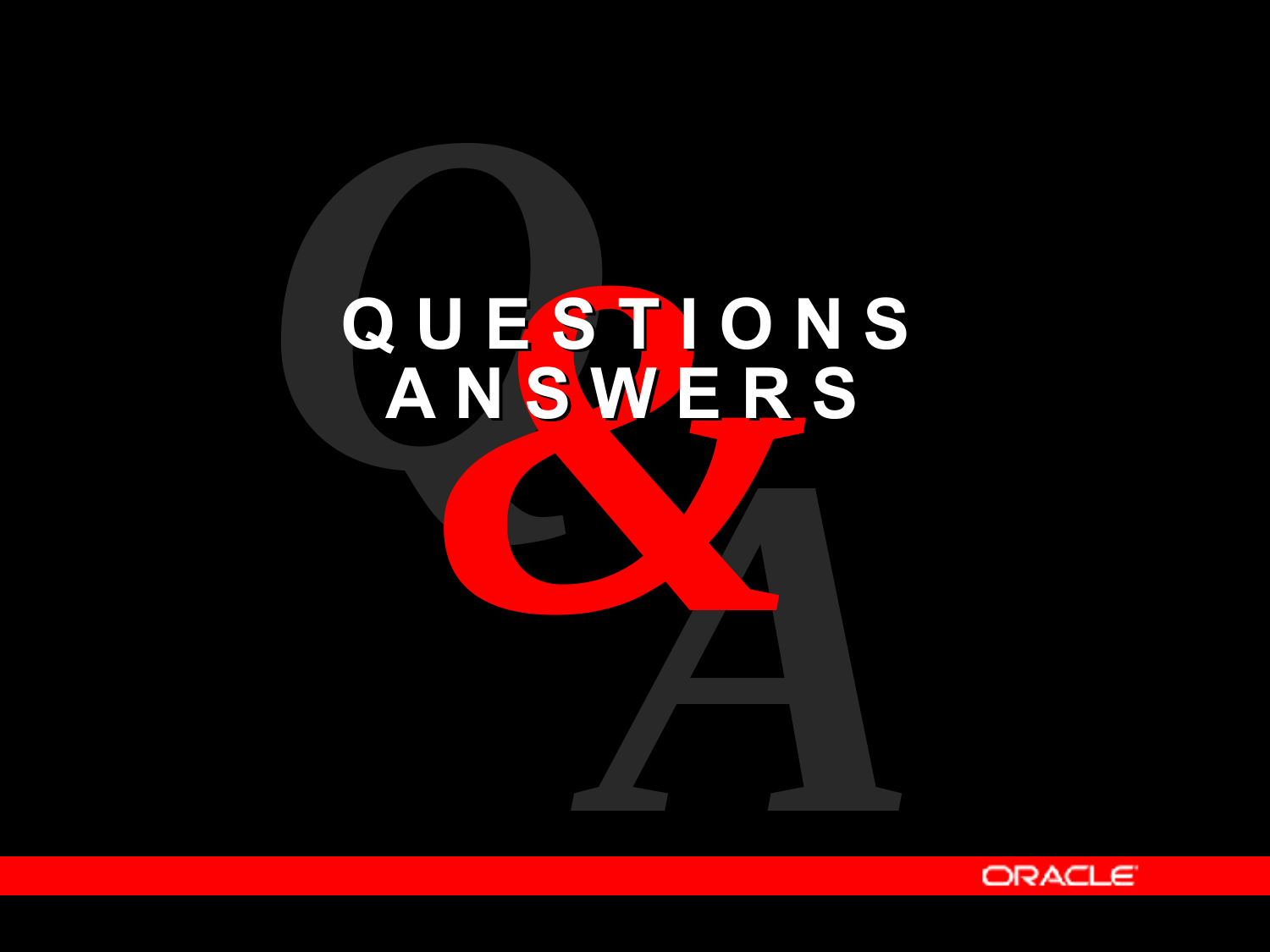# QUESTIONS & ANSWERS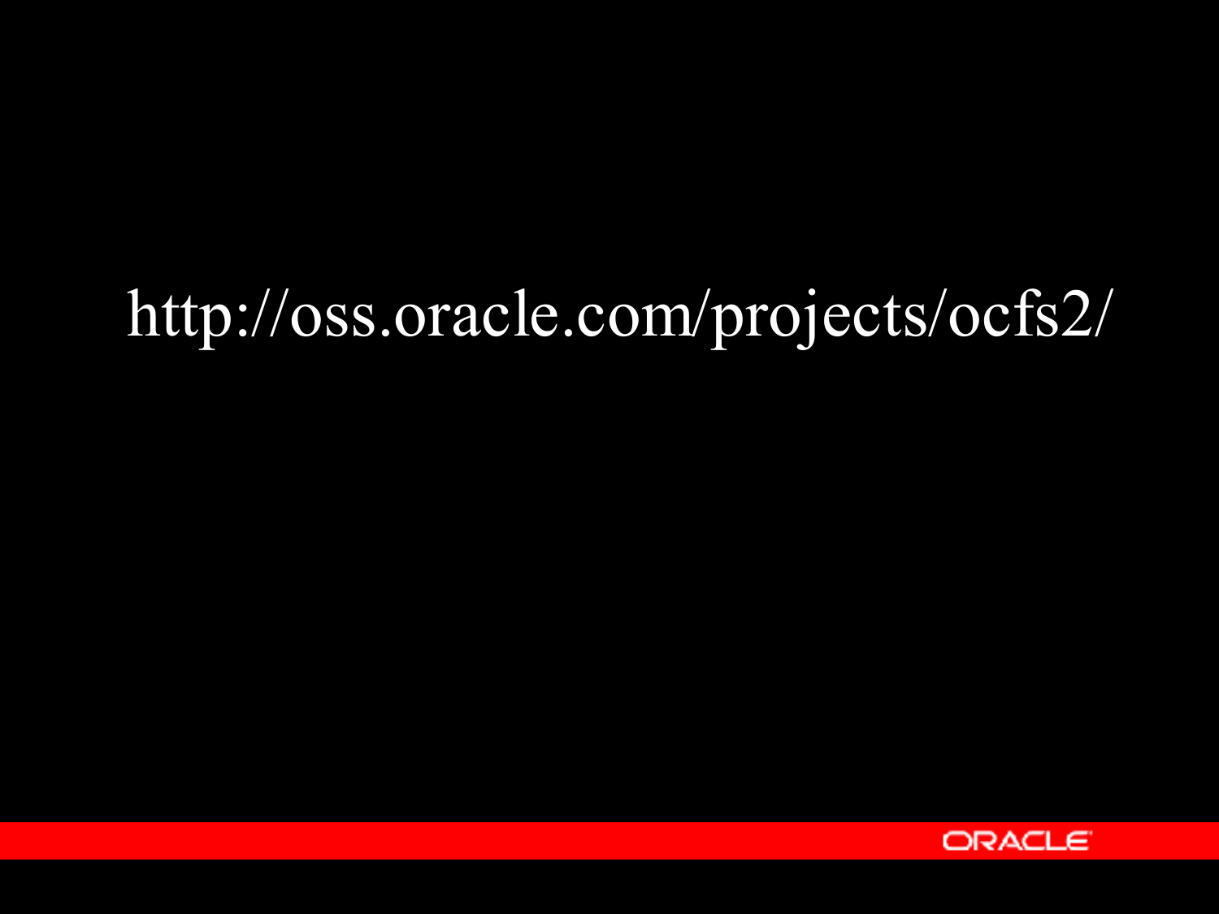http://oss.oracle.com/projects/ocfs2/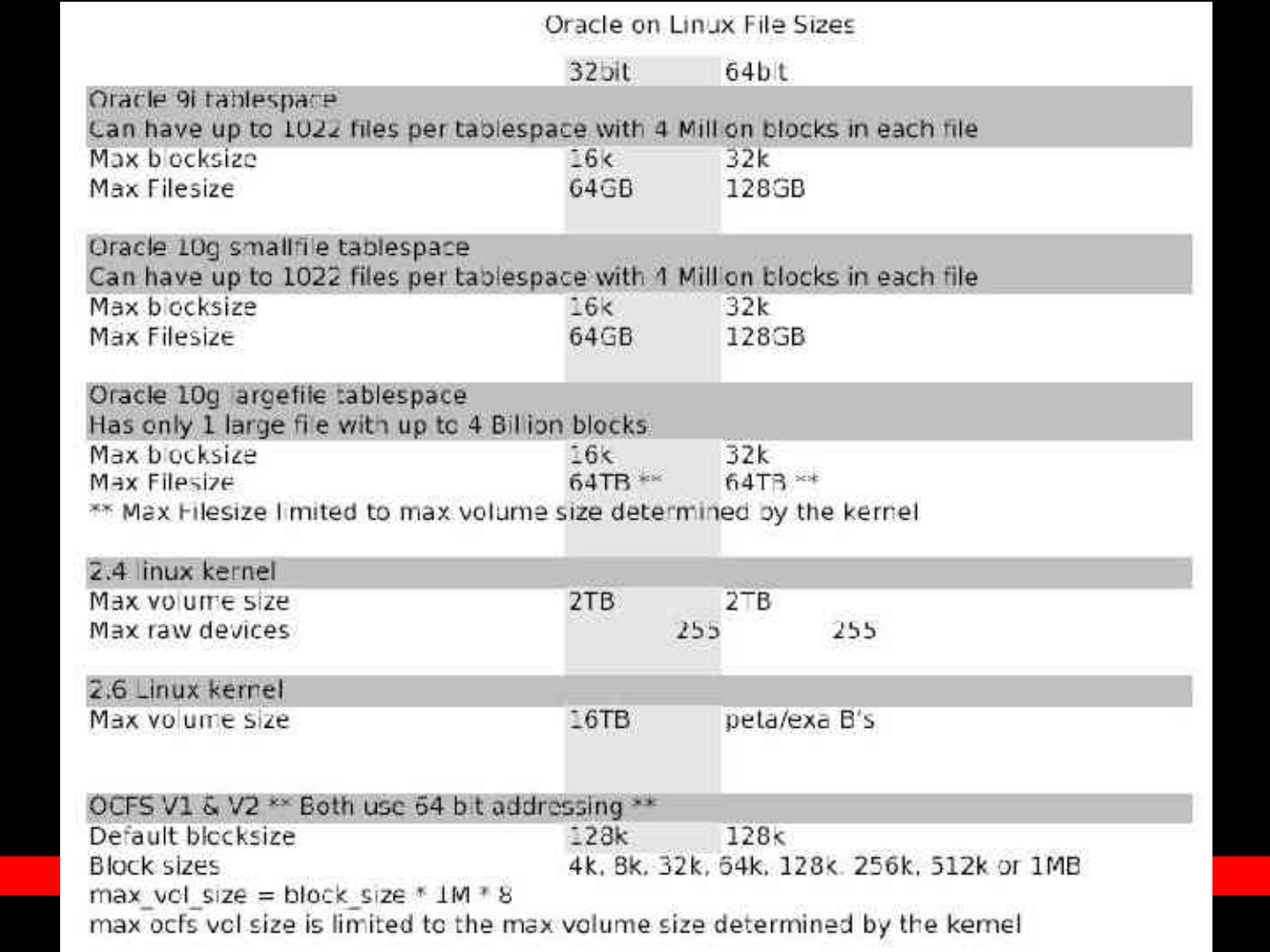# Oracle on Linux File Sizes

| | 32bit | 64bit |
|---|---|---|
| **Oracle 9i tablespace** | | |
| Can have up to 1022 files per tablespace with 4 Million blocks in each file | | |
| Max blocksize | 16k | 32k |
| Max Filesize | 64GB | 128GB |
| **Oracle 10g smallfile tablespace** | | |
| Can have up to 1022 files per tablespace with 4 Million blocks in each file | | |
| Max blocksize | 16k | 32k |
| Max Filesize | 64GB | 128GB |
| **Oracle 10g largefile tablespace** | | |
| Has only 1 large file with up to 4 Billion blocks | | |
| Max blocksize | 16k | 32k |
| Max Filesize | 64TB ** | 64TB ** |
| ** Max Filesize limited to max volume size determined by the kernel | | |
| **2.4 linux kernel** | | |
| Max volume size | 2TB | 2TB |
| Max raw devices | 255 | 255 |
| **2.6 Linux kernel** | | |
| Max volume size | 16TB | peta/exa B's |
| **OCFS V1 & V2 ** Both use 64 bit addressing **** | | |
| Default blocksize | 128k | 128k |
| Block sizes | 4k, 8k, 32k, 64k, 128k, 256k, 512k or 1MB | |
| max_vol_size = block_size * 1M * 8 | | |
| max ocfs vol size is limited to the max volume size determined by the kernel | | |